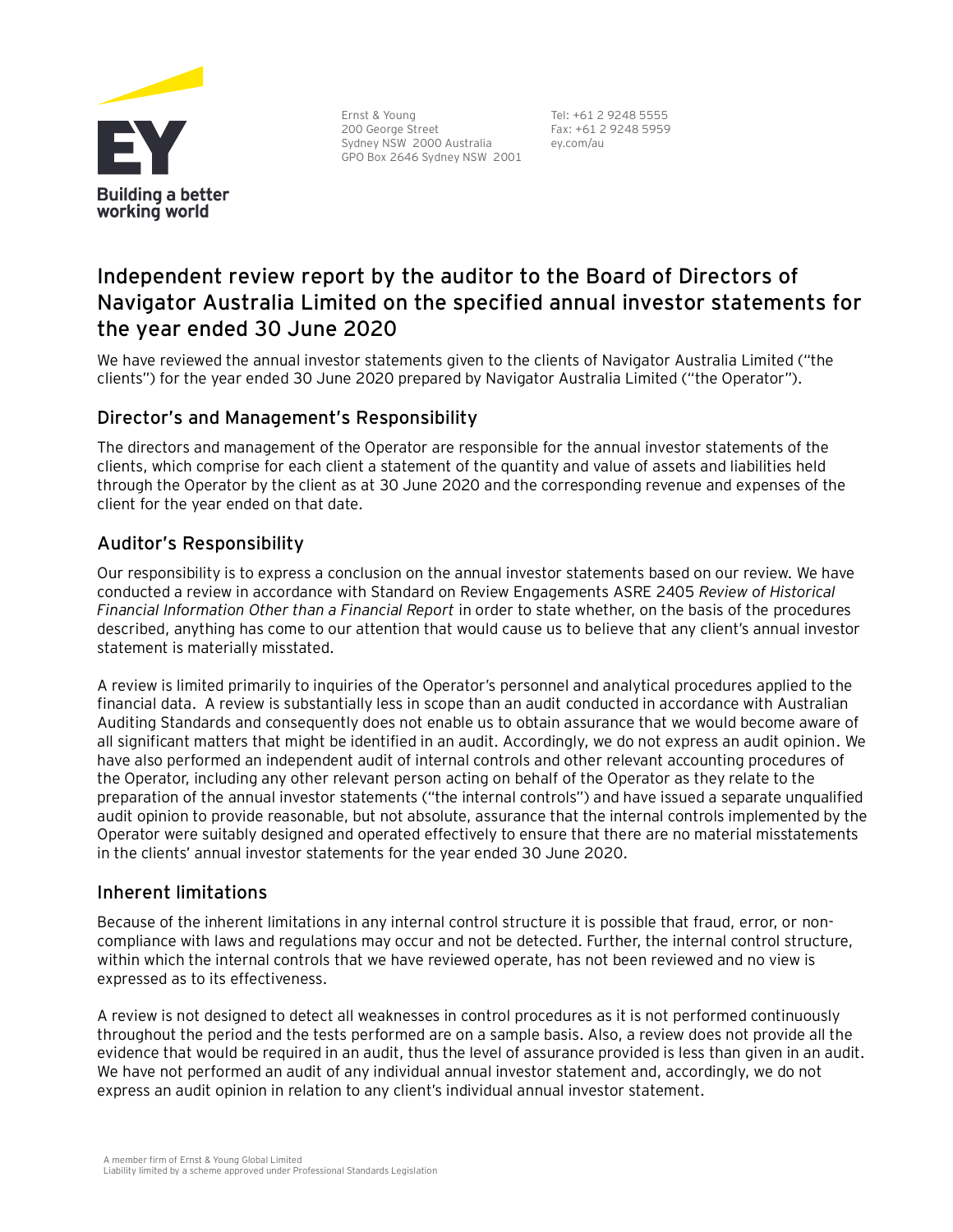Ernst & Young
200 George Street
Sydney NSW 2000 Australia
GPO Box 2646 Sydney NSW 2001

Tel: +61 2 9248 5555
Fax: +61 2 9248 5959
ey.com/au

# Independent review report by the auditor to the Board of Directors of Navigator Australia Limited on the specified annual investor statements for the year ended 30 June 2020

We have reviewed the annual investor statements given to the clients of Navigator Australia Limited ("the clients") for the year ended 30 June 2020 prepared by Navigator Australia Limited ("the Operator").

## Director's and Management's Responsibility

The directors and management of the Operator are responsible for the annual investor statements of the clients, which comprise for each client a statement of the quantity and value of assets and liabilities held through the Operator by the client as at 30 June 2020 and the corresponding revenue and expenses of the client for the year ended on that date.

## Auditor's Responsibility

Our responsibility is to express a conclusion on the annual investor statements based on our review. We have conducted a review in accordance with Standard on Review Engagements ASRE 2405 *Review of Historical Financial Information Other than a Financial Report* in order to state whether, on the basis of the procedures described, anything has come to our attention that would cause us to believe that any client's annual investor statement is materially misstated.

A review is limited primarily to inquiries of the Operator's personnel and analytical procedures applied to the financial data. A review is substantially less in scope than an audit conducted in accordance with Australian Auditing Standards and consequently does not enable us to obtain assurance that we would become aware of all significant matters that might be identified in an audit. Accordingly, we do not express an audit opinion. We have also performed an independent audit of internal controls and other relevant accounting procedures of the Operator, including any other relevant person acting on behalf of the Operator as they relate to the preparation of the annual investor statements ("the internal controls") and have issued a separate unqualified audit opinion to provide reasonable, but not absolute, assurance that the internal controls implemented by the Operator were suitably designed and operated effectively to ensure that there are no material misstatements in the clients' annual investor statements for the year ended 30 June 2020.

## Inherent limitations

Because of the inherent limitations in any internal control structure it is possible that fraud, error, or non-compliance with laws and regulations may occur and not be detected. Further, the internal control structure, within which the internal controls that we have reviewed operate, has not been reviewed and no view is expressed as to its effectiveness.

A review is not designed to detect all weaknesses in control procedures as it is not performed continuously throughout the period and the tests performed are on a sample basis. Also, a review does not provide all the evidence that would be required in an audit, thus the level of assurance provided is less than given in an audit. We have not performed an audit of any individual annual investor statement and, accordingly, we do not express an audit opinion in relation to any client's individual annual investor statement.

A member firm of Ernst & Young Global Limited
Liability limited by a scheme approved under Professional Standards Legislation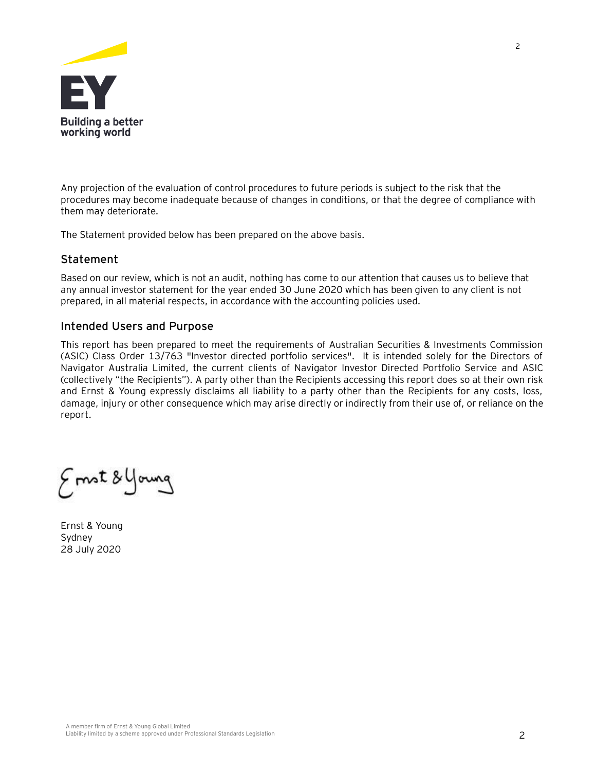Any projection of the evaluation of control procedures to future periods is subject to the risk that the procedures may become inadequate because of changes in conditions, or that the degree of compliance with them may deteriorate.

The Statement provided below has been prepared on the above basis.

## Statement

Based on our review, which is not an audit, nothing has come to our attention that causes us to believe that any annual investor statement for the year ended 30 June 2020 which has been given to any client is not prepared, in all material respects, in accordance with the accounting policies used.

## Intended Users and Purpose

This report has been prepared to meet the requirements of Australian Securities & Investments Commission (ASIC) Class Order 13/763 "Investor directed portfolio services". It is intended solely for the Directors of Navigator Australia Limited, the current clients of Navigator Investor Directed Portfolio Service and ASIC (collectively "the Recipients"). A party other than the Recipients accessing this report does so at their own risk and Ernst & Young expressly disclaims all liability to a party other than the Recipients for any costs, loss, damage, injury or other consequence which may arise directly or indirectly from their use of, or reliance on the report.

Ernst & Young

Ernst & Young
Sydney
28 July 2020

A member firm of Ernst & Young Global Limited
Liability limited by a scheme approved under Professional Standards Legislation